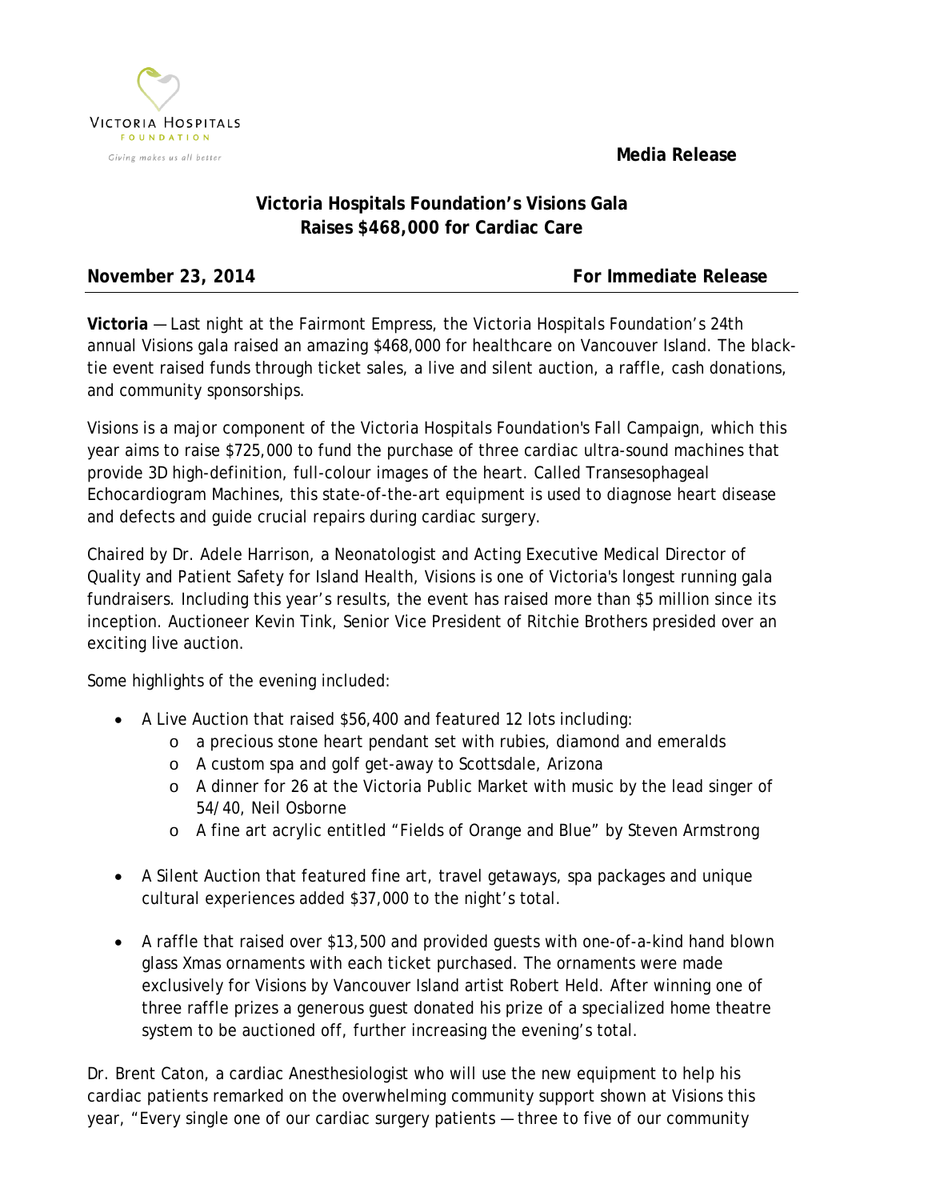VICTORIA HOSPITALS FOUNDATION

*Giving makes us all better*

**Media Release**

# Victoria Hospitals Foundation's Visions Gala Raises $468,000 for Cardiac Care

**November 23, 2014** **For Immediate Release**

**Victoria** — Last night at the Fairmont Empress, the Victoria Hospitals Foundation's 24th annual Visions gala raised an amazing $468,000 for healthcare on Vancouver Island. The black-tie event raised funds through ticket sales, a live and silent auction, a raffle, cash donations, and community sponsorships.

Visions is a major component of the Victoria Hospitals Foundation's Fall Campaign, which this year aims to raise $725,000 to fund the purchase of three cardiac ultra-sound machines that provide 3D high-definition, full-colour images of the heart. Called Transesophageal Echocardiogram Machines, this state-of-the-art equipment is used to diagnose heart disease and defects and guide crucial repairs during cardiac surgery.

Chaired by Dr. Adele Harrison, a Neonatologist and Acting Executive Medical Director of Quality and Patient Safety for Island Health, Visions is one of Victoria's longest running gala fundraisers. Including this year's results, the event has raised more than $5 million since its inception. Auctioneer Kevin Tink, Senior Vice President of Ritchie Brothers presided over an exciting live auction.

Some highlights of the evening included:

- A Live Auction that raised $56,400 and featured 12 lots including:
  - a precious stone heart pendant set with rubies, diamond and emeralds
  - A custom spa and golf get-away to Scottsdale, Arizona
  - A dinner for 26 at the Victoria Public Market with music by the lead singer of 54/40, Neil Osborne
  - A fine art acrylic entitled "Fields of Orange and Blue" by Steven Armstrong
- A Silent Auction that featured fine art, travel getaways, spa packages and unique cultural experiences added $37,000 to the night's total.
- A raffle that raised over $13,500 and provided guests with one-of-a-kind hand blown glass Xmas ornaments with each ticket purchased. The ornaments were made exclusively for Visions by Vancouver Island artist Robert Held. After winning one of three raffle prizes a generous guest donated his prize of a specialized home theatre system to be auctioned off, further increasing the evening's total.

Dr. Brent Caton, a cardiac Anesthesiologist who will use the new equipment to help his cardiac patients remarked on the overwhelming community support shown at Visions this year, "Every single one of our cardiac surgery patients — three to five of our community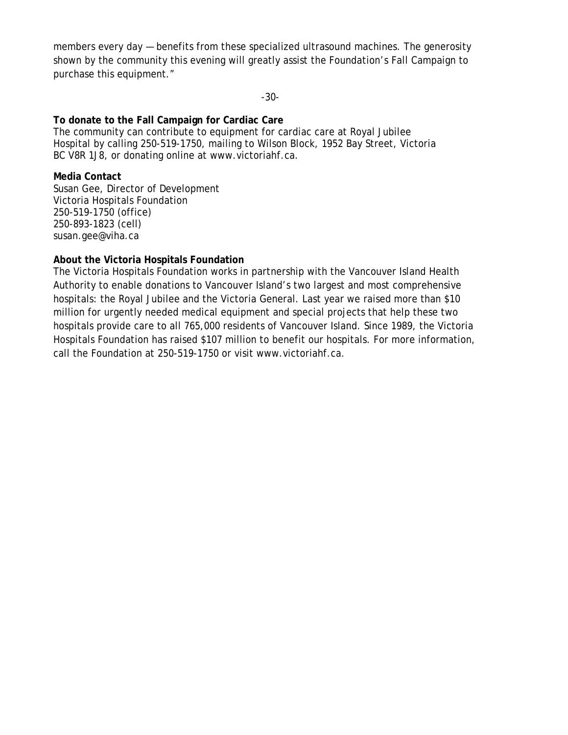members every day — benefits from these specialized ultrasound machines. The generosity shown by the community this evening will greatly assist the Foundation's Fall Campaign to purchase this equipment."

-30-

**To donate to the Fall Campaign for Cardiac Care**
The community can contribute to equipment for cardiac care at Royal Jubilee Hospital by calling 250-519-1750, mailing to Wilson Block, 1952 Bay Street, Victoria BC V8R 1J8, or donating online at www.victoriahf.ca.

**Media Contact**
Susan Gee, Director of Development
Victoria Hospitals Foundation
250-519-1750 (office)
250-893-1823 (cell)
susan.gee@viha.ca

**About the Victoria Hospitals Foundation**
The Victoria Hospitals Foundation works in partnership with the Vancouver Island Health Authority to enable donations to Vancouver Island's two largest and most comprehensive hospitals: the Royal Jubilee and the Victoria General. Last year we raised more than $10 million for urgently needed medical equipment and special projects that help these two hospitals provide care to all 765,000 residents of Vancouver Island. Since 1989, the Victoria Hospitals Foundation has raised $107 million to benefit our hospitals. For more information, call the Foundation at 250-519-1750 or visit www.victoriahf.ca.